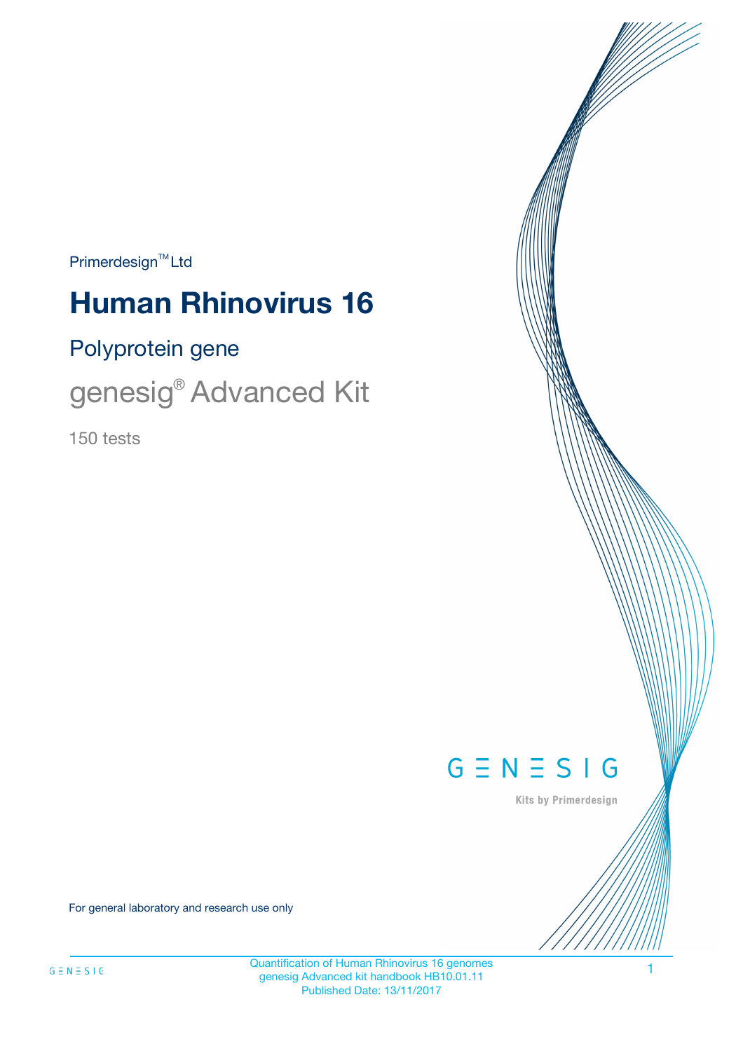Primerdesign™ Ltd

# Human Rhinovirus 16

## Polyprotein gene

## genesig® Advanced Kit

150 tests

GENESIG

Kits by Primerdesign

For general laboratory and research use only

Quantification of Human Rhinovirus 16 genomes
genesig Advanced kit handbook HB10.01.11
Published Date: 13/11/2017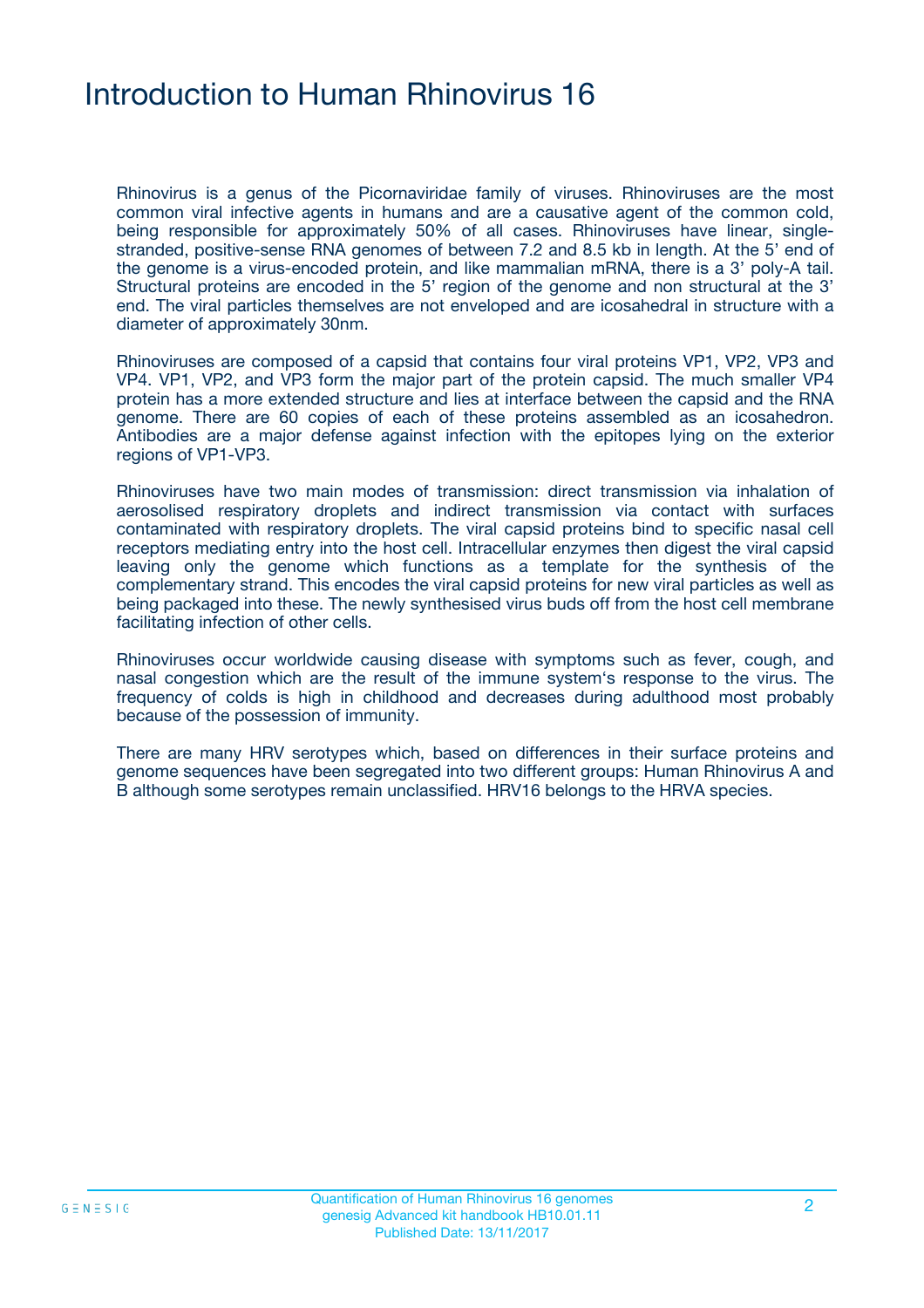# Introduction to Human Rhinovirus 16

Rhinovirus is a genus of the Picornaviridae family of viruses. Rhinoviruses are the most common viral infective agents in humans and are a causative agent of the common cold, being responsible for approximately 50% of all cases. Rhinoviruses have linear, single-stranded, positive-sense RNA genomes of between 7.2 and 8.5 kb in length. At the 5' end of the genome is a virus-encoded protein, and like mammalian mRNA, there is a 3' poly-A tail. Structural proteins are encoded in the 5' region of the genome and non structural at the 3' end. The viral particles themselves are not enveloped and are icosahedral in structure with a diameter of approximately 30nm.

Rhinoviruses are composed of a capsid that contains four viral proteins VP1, VP2, VP3 and VP4. VP1, VP2, and VP3 form the major part of the protein capsid. The much smaller VP4 protein has a more extended structure and lies at interface between the capsid and the RNA genome. There are 60 copies of each of these proteins assembled as an icosahedron. Antibodies are a major defense against infection with the epitopes lying on the exterior regions of VP1-VP3.

Rhinoviruses have two main modes of transmission: direct transmission via inhalation of aerosolised respiratory droplets and indirect transmission via contact with surfaces contaminated with respiratory droplets. The viral capsid proteins bind to specific nasal cell receptors mediating entry into the host cell. Intracellular enzymes then digest the viral capsid leaving only the genome which functions as a template for the synthesis of the complementary strand. This encodes the viral capsid proteins for new viral particles as well as being packaged into these. The newly synthesised virus buds off from the host cell membrane facilitating infection of other cells.

Rhinoviruses occur worldwide causing disease with symptoms such as fever, cough, and nasal congestion which are the result of the immune system's response to the virus. The frequency of colds is high in childhood and decreases during adulthood most probably because of the possession of immunity.

There are many HRV serotypes which, based on differences in their surface proteins and genome sequences have been segregated into two different groups: Human Rhinovirus A and B although some serotypes remain unclassified. HRV16 belongs to the HRVA species.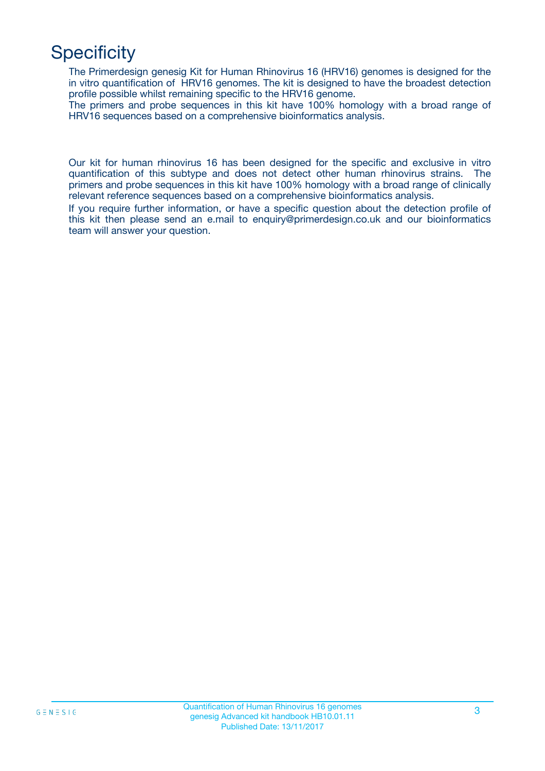# Specificity

The Primerdesign genesig Kit for Human Rhinovirus 16 (HRV16) genomes is designed for the in vitro quantification of HRV16 genomes. The kit is designed to have the broadest detection profile possible whilst remaining specific to the HRV16 genome.

The primers and probe sequences in this kit have 100% homology with a broad range of HRV16 sequences based on a comprehensive bioinformatics analysis.

Our kit for human rhinovirus 16 has been designed for the specific and exclusive in vitro quantification of this subtype and does not detect other human rhinovirus strains. The primers and probe sequences in this kit have 100% homology with a broad range of clinically relevant reference sequences based on a comprehensive bioinformatics analysis.

If you require further information, or have a specific question about the detection profile of this kit then please send an e.mail to enquiry@primerdesign.co.uk and our bioinformatics team will answer your question.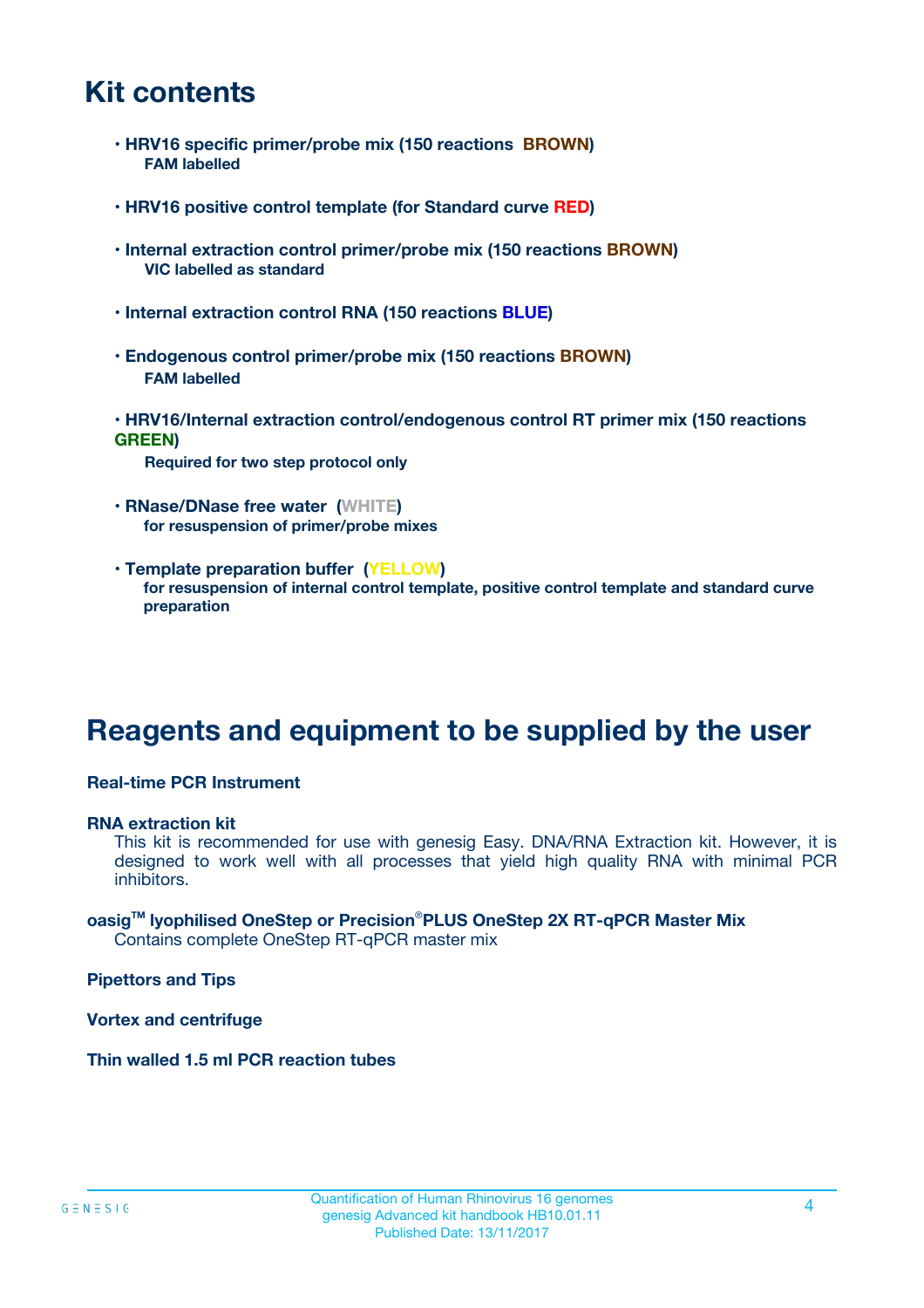# Kit contents

- **HRV16 specific primer/probe mix (150 reactions BROWN)**
  **FAM labelled**
- **HRV16 positive control template (for Standard curve RED)**
- **Internal extraction control primer/probe mix (150 reactions BROWN)**
  **VIC labelled as standard**
- **Internal extraction control RNA (150 reactions BLUE)**
- **Endogenous control primer/probe mix (150 reactions BROWN)**
  **FAM labelled**
- **HRV16/Internal extraction control/endogenous control RT primer mix (150 reactions GREEN)**
  **Required for two step protocol only**
- **RNase/DNase free water (WHITE)**
  **for resuspension of primer/probe mixes**
- **Template preparation buffer (YELLOW)**
  **for resuspension of internal control template, positive control template and standard curve preparation**

# Reagents and equipment to be supplied by the user

**Real-time PCR Instrument**

**RNA extraction kit**
This kit is recommended for use with genesig Easy. DNA/RNA Extraction kit. However, it is designed to work well with all processes that yield high quality RNA with minimal PCR inhibitors.

**oasig™ lyophilised OneStep or Precision®PLUS OneStep 2X RT-qPCR Master Mix**
Contains complete OneStep RT-qPCR master mix

**Pipettors and Tips**

**Vortex and centrifuge**

**Thin walled 1.5 ml PCR reaction tubes**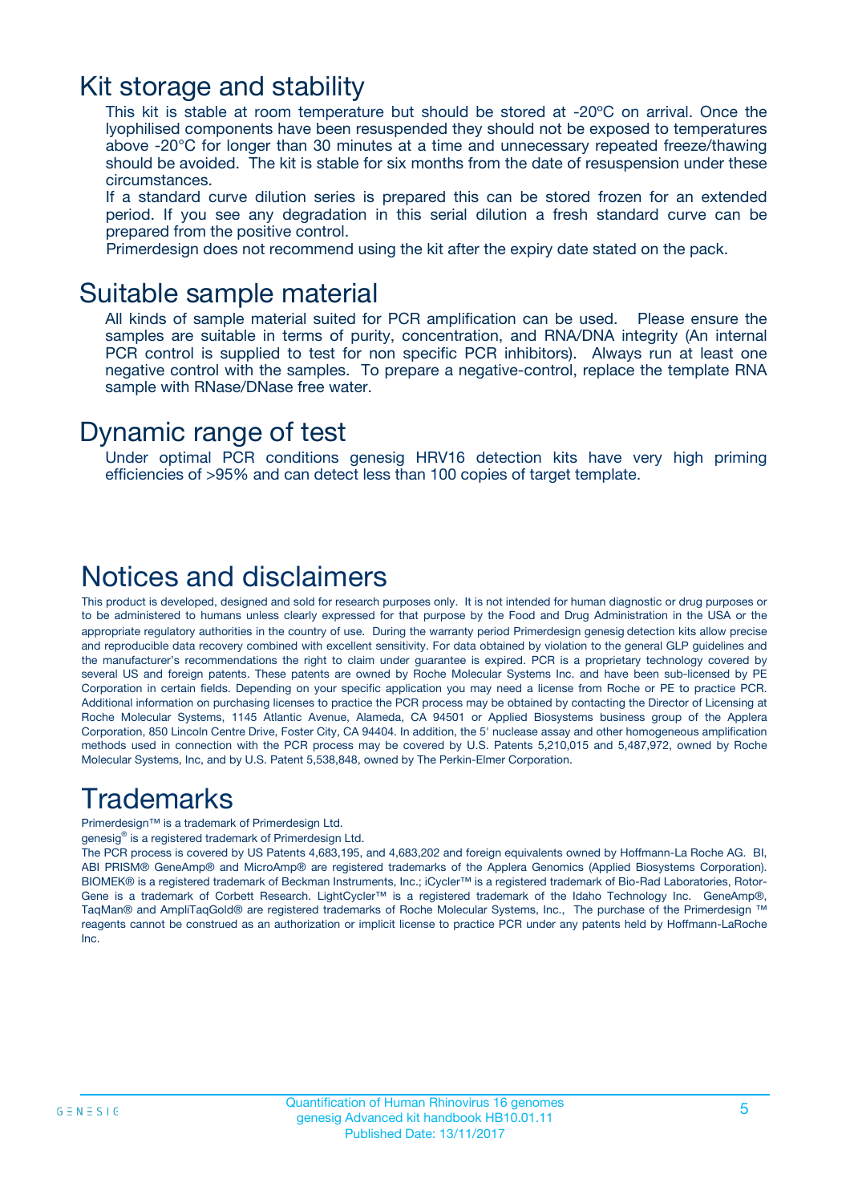# Kit storage and stability

This kit is stable at room temperature but should be stored at -20ºC on arrival. Once the lyophilised components have been resuspended they should not be exposed to temperatures above -20°C for longer than 30 minutes at a time and unnecessary repeated freeze/thawing should be avoided. The kit is stable for six months from the date of resuspension under these circumstances.

If a standard curve dilution series is prepared this can be stored frozen for an extended period. If you see any degradation in this serial dilution a fresh standard curve can be prepared from the positive control.

Primerdesign does not recommend using the kit after the expiry date stated on the pack.

# Suitable sample material

All kinds of sample material suited for PCR amplification can be used. Please ensure the samples are suitable in terms of purity, concentration, and RNA/DNA integrity (An internal PCR control is supplied to test for non specific PCR inhibitors). Always run at least one negative control with the samples. To prepare a negative-control, replace the template RNA sample with RNase/DNase free water.

# Dynamic range of test

Under optimal PCR conditions genesig HRV16 detection kits have very high priming efficiencies of >95% and can detect less than 100 copies of target template.

# Notices and disclaimers

This product is developed, designed and sold for research purposes only. It is not intended for human diagnostic or drug purposes or to be administered to humans unless clearly expressed for that purpose by the Food and Drug Administration in the USA or the appropriate regulatory authorities in the country of use. During the warranty period Primerdesign genesig detection kits allow precise and reproducible data recovery combined with excellent sensitivity. For data obtained by violation to the general GLP guidelines and the manufacturer's recommendations the right to claim under guarantee is expired. PCR is a proprietary technology covered by several US and foreign patents. These patents are owned by Roche Molecular Systems Inc. and have been sub-licensed by PE Corporation in certain fields. Depending on your specific application you may need a license from Roche or PE to practice PCR. Additional information on purchasing licenses to practice the PCR process may be obtained by contacting the Director of Licensing at Roche Molecular Systems, 1145 Atlantic Avenue, Alameda, CA 94501 or Applied Biosystems business group of the Applera Corporation, 850 Lincoln Centre Drive, Foster City, CA 94404. In addition, the 5' nuclease assay and other homogeneous amplification methods used in connection with the PCR process may be covered by U.S. Patents 5,210,015 and 5,487,972, owned by Roche Molecular Systems, Inc, and by U.S. Patent 5,538,848, owned by The Perkin-Elmer Corporation.

# Trademarks

Primerdesign™ is a trademark of Primerdesign Ltd.

genesig® is a registered trademark of Primerdesign Ltd.

The PCR process is covered by US Patents 4,683,195, and 4,683,202 and foreign equivalents owned by Hoffmann-La Roche AG. BI, ABI PRISM® GeneAmp® and MicroAmp® are registered trademarks of the Applera Genomics (Applied Biosystems Corporation). BIOMEK® is a registered trademark of Beckman Instruments, Inc.; iCycler™ is a registered trademark of Bio-Rad Laboratories, Rotor-Gene is a trademark of Corbett Research. LightCycler™ is a registered trademark of the Idaho Technology Inc. GeneAmp®, TaqMan® and AmpliTaqGold® are registered trademarks of Roche Molecular Systems, Inc., The purchase of the Primerdesign ™ reagents cannot be construed as an authorization or implicit license to practice PCR under any patents held by Hoffmann-LaRoche Inc.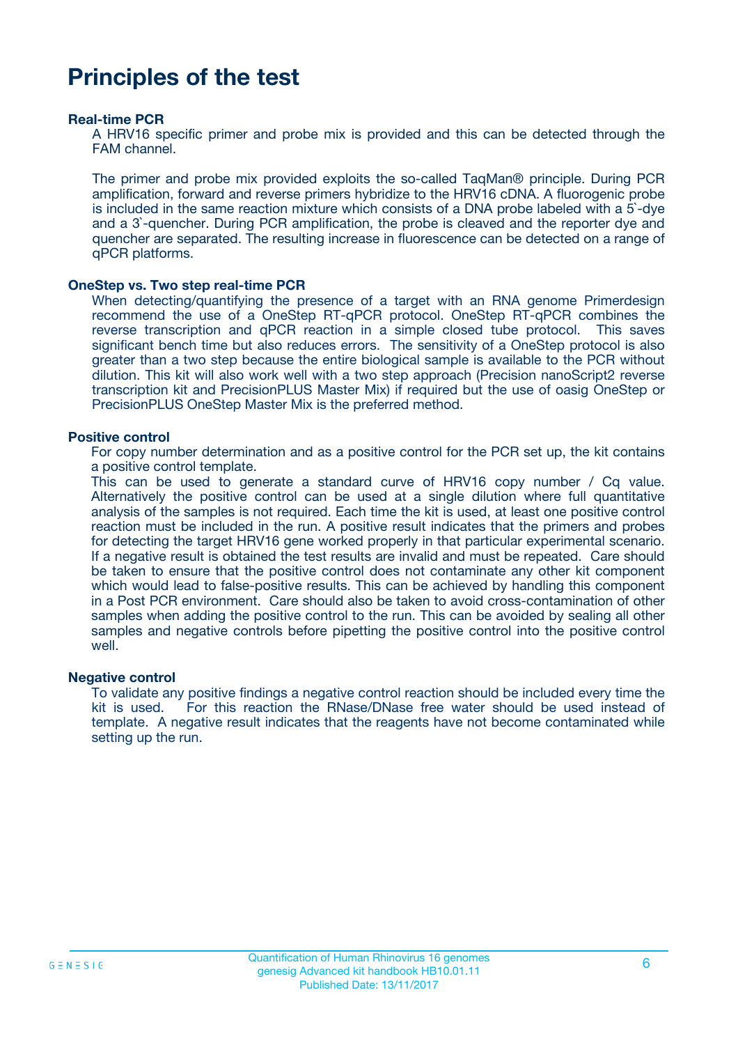# Principles of the test

**Real-time PCR**

A HRV16 specific primer and probe mix is provided and this can be detected through the FAM channel.

The primer and probe mix provided exploits the so-called TaqMan® principle. During PCR amplification, forward and reverse primers hybridize to the HRV16 cDNA. A fluorogenic probe is included in the same reaction mixture which consists of a DNA probe labeled with a 5`-dye and a 3`-quencher. During PCR amplification, the probe is cleaved and the reporter dye and quencher are separated. The resulting increase in fluorescence can be detected on a range of qPCR platforms.

**OneStep vs. Two step real-time PCR**

When detecting/quantifying the presence of a target with an RNA genome Primerdesign recommend the use of a OneStep RT-qPCR protocol. OneStep RT-qPCR combines the reverse transcription and qPCR reaction in a simple closed tube protocol. This saves significant bench time but also reduces errors. The sensitivity of a OneStep protocol is also greater than a two step because the entire biological sample is available to the PCR without dilution. This kit will also work well with a two step approach (Precision nanoScript2 reverse transcription kit and PrecisionPLUS Master Mix) if required but the use of oasig OneStep or PrecisionPLUS OneStep Master Mix is the preferred method.

**Positive control**

For copy number determination and as a positive control for the PCR set up, the kit contains a positive control template.

This can be used to generate a standard curve of HRV16 copy number / Cq value. Alternatively the positive control can be used at a single dilution where full quantitative analysis of the samples is not required. Each time the kit is used, at least one positive control reaction must be included in the run. A positive result indicates that the primers and probes for detecting the target HRV16 gene worked properly in that particular experimental scenario. If a negative result is obtained the test results are invalid and must be repeated. Care should be taken to ensure that the positive control does not contaminate any other kit component which would lead to false-positive results. This can be achieved by handling this component in a Post PCR environment. Care should also be taken to avoid cross-contamination of other samples when adding the positive control to the run. This can be avoided by sealing all other samples and negative controls before pipetting the positive control into the positive control well.

**Negative control**

To validate any positive findings a negative control reaction should be included every time the kit is used. For this reaction the RNase/DNase free water should be used instead of template. A negative result indicates that the reagents have not become contaminated while setting up the run.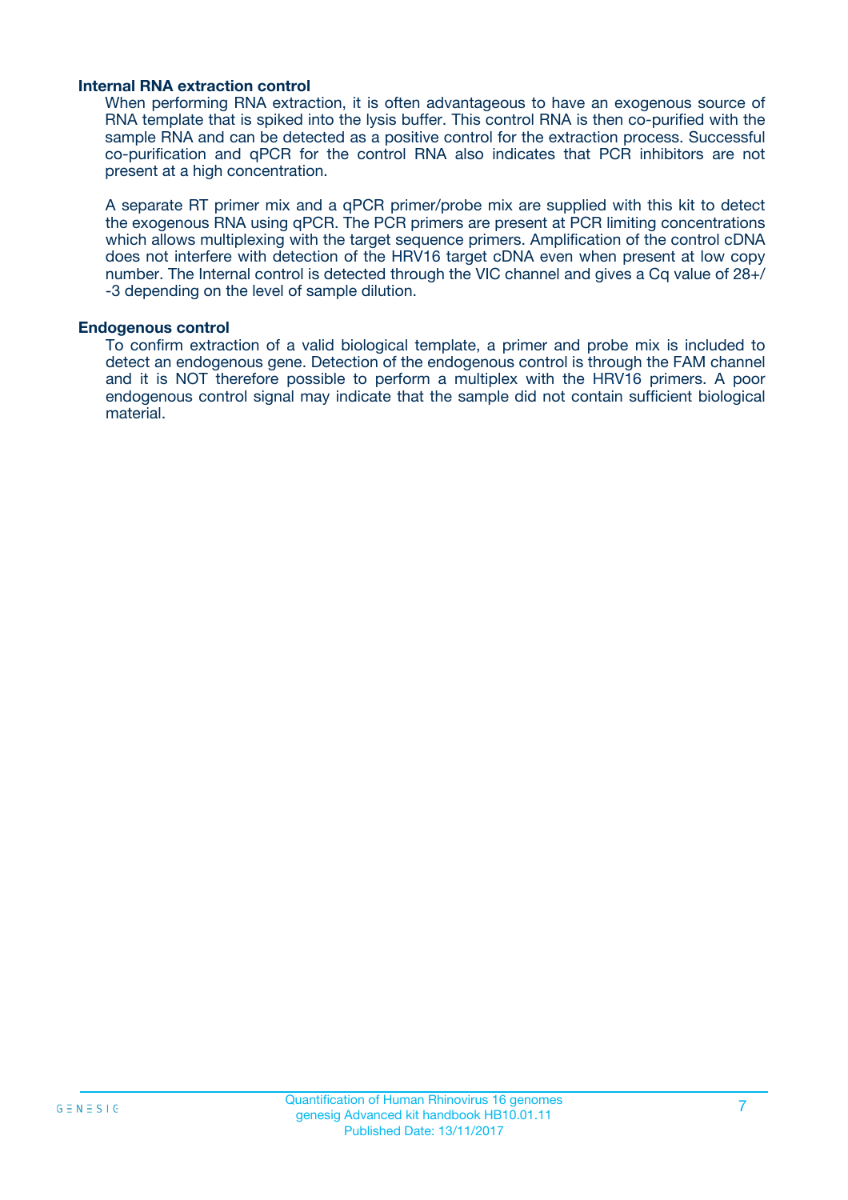### Internal RNA extraction control

When performing RNA extraction, it is often advantageous to have an exogenous source of RNA template that is spiked into the lysis buffer. This control RNA is then co-purified with the sample RNA and can be detected as a positive control for the extraction process. Successful co-purification and qPCR for the control RNA also indicates that PCR inhibitors are not present at a high concentration.

A separate RT primer mix and a qPCR primer/probe mix are supplied with this kit to detect the exogenous RNA using qPCR. The PCR primers are present at PCR limiting concentrations which allows multiplexing with the target sequence primers. Amplification of the control cDNA does not interfere with detection of the HRV16 target cDNA even when present at low copy number. The Internal control is detected through the VIC channel and gives a Cq value of 28+/-3 depending on the level of sample dilution.

### Endogenous control

To confirm extraction of a valid biological template, a primer and probe mix is included to detect an endogenous gene. Detection of the endogenous control is through the FAM channel and it is NOT therefore possible to perform a multiplex with the HRV16 primers. A poor endogenous control signal may indicate that the sample did not contain sufficient biological material.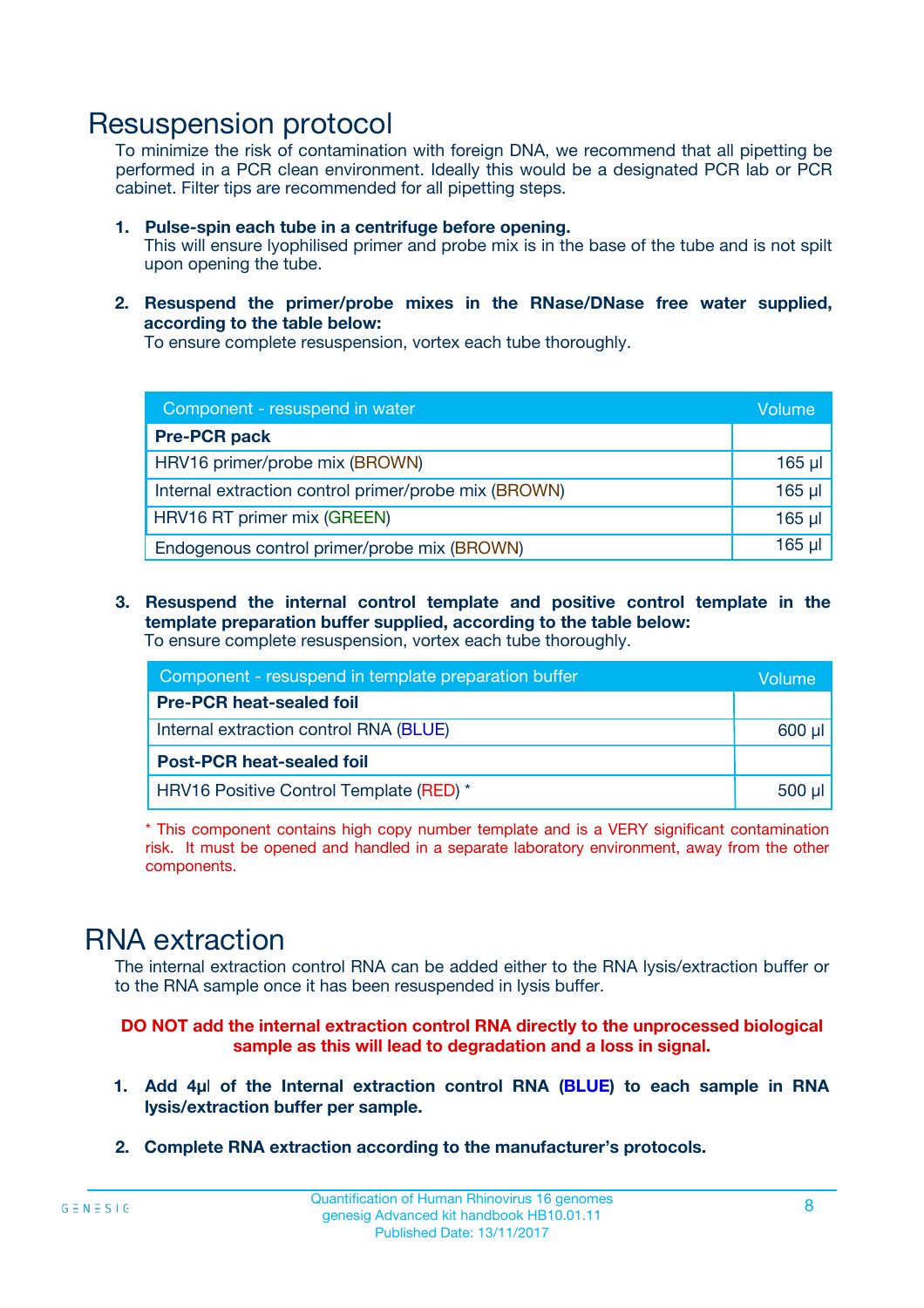# Resuspension protocol

To minimize the risk of contamination with foreign DNA, we recommend that all pipetting be performed in a PCR clean environment. Ideally this would be a designated PCR lab or PCR cabinet. Filter tips are recommended for all pipetting steps.

1. **Pulse-spin each tube in a centrifuge before opening.**
   This will ensure lyophilised primer and probe mix is in the base of the tube and is not spilt upon opening the tube.

2. **Resuspend the primer/probe mixes in the RNase/DNase free water supplied, according to the table below:**
   To ensure complete resuspension, vortex each tube thoroughly.

| Component - resuspend in water | Volume |
|---|---|
| **Pre-PCR pack** | |
| HRV16 primer/probe mix (BROWN) | 165 µl |
| Internal extraction control primer/probe mix (BROWN) | 165 µl |
| HRV16 RT primer mix (GREEN) | 165 µl |
| Endogenous control primer/probe mix (BROWN) | 165 µl |

3. **Resuspend the internal control template and positive control template in the template preparation buffer supplied, according to the table below:**
   To ensure complete resuspension, vortex each tube thoroughly.

| Component - resuspend in template preparation buffer | Volume |
|---|---|
| **Pre-PCR heat-sealed foil** | |
| Internal extraction control RNA (BLUE) | 600 µl |
| **Post-PCR heat-sealed foil** | |
| HRV16 Positive Control Template (RED) * | 500 µl |

\* This component contains high copy number template and is a VERY significant contamination risk. It must be opened and handled in a separate laboratory environment, away from the other components.

# RNA extraction

The internal extraction control RNA can be added either to the RNA lysis/extraction buffer or to the RNA sample once it has been resuspended in lysis buffer.

**DO NOT add the internal extraction control RNA directly to the unprocessed biological sample as this will lead to degradation and a loss in signal.**

1. **Add 4µl of the Internal extraction control RNA (BLUE) to each sample in RNA lysis/extraction buffer per sample.**

2. **Complete RNA extraction according to the manufacturer's protocols.**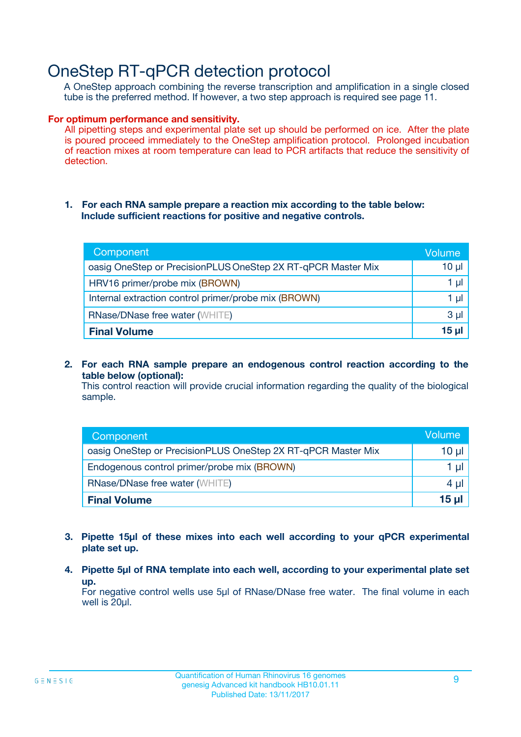# OneStep RT-qPCR detection protocol

A OneStep approach combining the reverse transcription and amplification in a single closed tube is the preferred method. If however, a two step approach is required see page 11.

**For optimum performance and sensitivity.**

All pipetting steps and experimental plate set up should be performed on ice. After the plate is poured proceed immediately to the OneStep amplification protocol. Prolonged incubation of reaction mixes at room temperature can lead to PCR artifacts that reduce the sensitivity of detection.

1. **For each RNA sample prepare a reaction mix according to the table below: Include sufficient reactions for positive and negative controls.**

| Component | Volume |
| --- | --- |
| oasig OneStep or PrecisionPLUS OneStep 2X RT-qPCR Master Mix | 10 µl |
| HRV16 primer/probe mix (BROWN) | 1 µl |
| Internal extraction control primer/probe mix (BROWN) | 1 µl |
| RNase/DNase free water (WHITE) | 3 µl |
| **Final Volume** | **15 µl** |

2. **For each RNA sample prepare an endogenous control reaction according to the table below (optional):**
   This control reaction will provide crucial information regarding the quality of the biological sample.

| Component | Volume |
| --- | --- |
| oasig OneStep or PrecisionPLUS OneStep 2X RT-qPCR Master Mix | 10 µl |
| Endogenous control primer/probe mix (BROWN) | 1 µl |
| RNase/DNase free water (WHITE) | 4 µl |
| **Final Volume** | **15 µl** |

3. **Pipette 15µl of these mixes into each well according to your qPCR experimental plate set up.**

4. **Pipette 5µl of RNA template into each well, according to your experimental plate set up.**
   For negative control wells use 5µl of RNase/DNase free water. The final volume in each well is 20µl.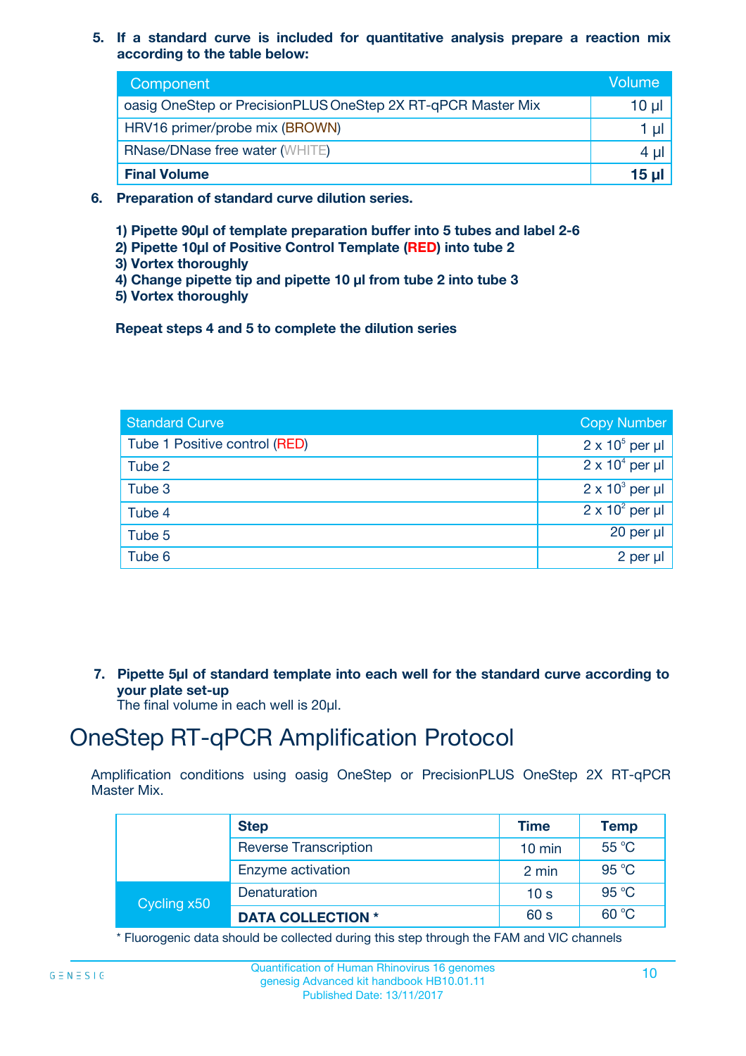5. **If a standard curve is included for quantitative analysis prepare a reaction mix according to the table below:**

| Component | Volume |
|---|---|
| oasig OneStep or PrecisionPLUS OneStep 2X RT-qPCR Master Mix | 10 µl |
| HRV16 primer/probe mix (BROWN) | 1 µl |
| RNase/DNase free water (WHITE) | 4 µl |
| **Final Volume** | **15 µl** |

6. **Preparation of standard curve dilution series.**

   **1) Pipette 90µl of template preparation buffer into 5 tubes and label 2-6**
   **2) Pipette 10µl of Positive Control Template (RED) into tube 2**
   **3) Vortex thoroughly**
   **4) Change pipette tip and pipette 10 µl from tube 2 into tube 3**
   **5) Vortex thoroughly**

   **Repeat steps 4 and 5 to complete the dilution series**

| Standard Curve | Copy Number |
|---|---|
| Tube 1 Positive control (RED) | $2 \times 10^5$ per µl |
| Tube 2 | $2 \times 10^4$ per µl |
| Tube 3 | $2 \times 10^3$ per µl |
| Tube 4 | $2 \times 10^2$ per µl |
| Tube 5 | 20 per µl |
| Tube 6 | 2 per µl |

7. **Pipette 5µl of standard template into each well for the standard curve according to your plate set-up**
   The final volume in each well is 20µl.

# OneStep RT-qPCR Amplification Protocol

Amplification conditions using oasig OneStep or PrecisionPLUS OneStep 2X RT-qPCR Master Mix.

| | Step | Time | Temp |
|---|---|---|---|
| | Reverse Transcription | 10 min | 55 °C |
| | Enzyme activation | 2 min | 95 °C |
| Cycling x50 | Denaturation | 10 s | 95 °C |
| | **DATA COLLECTION *** | 60 s | 60 °C |

* Fluorogenic data should be collected during this step through the FAM and VIC channels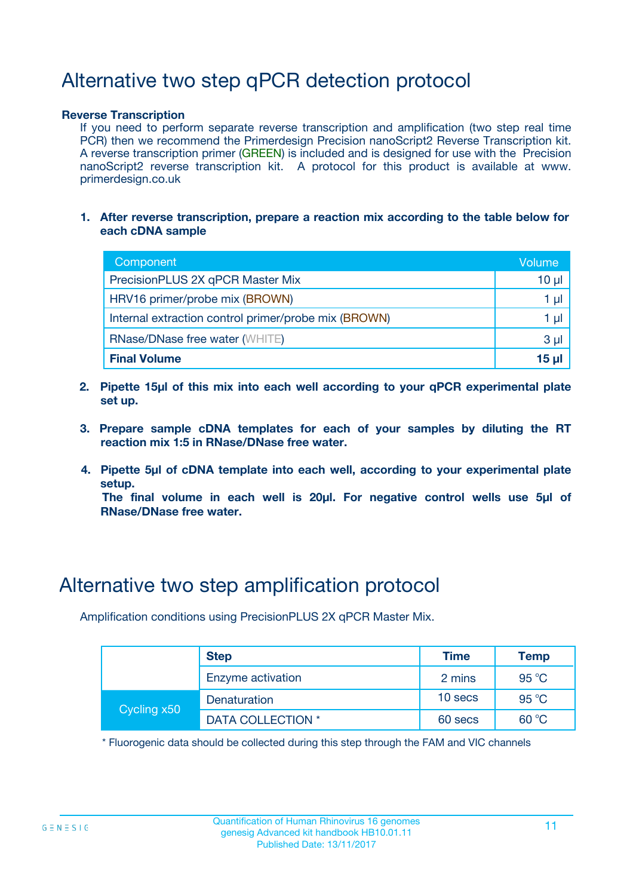# Alternative two step qPCR detection protocol

**Reverse Transcription**

If you need to perform separate reverse transcription and amplification (two step real time PCR) then we recommend the Primerdesign Precision nanoScript2 Reverse Transcription kit. A reverse transcription primer (GREEN) is included and is designed for use with the Precision nanoScript2 reverse transcription kit. A protocol for this product is available at www. primerdesign.co.uk

1. **After reverse transcription, prepare a reaction mix according to the table below for each cDNA sample**

| Component | Volume |
|---|---|
| PrecisionPLUS 2X qPCR Master Mix | 10 µl |
| HRV16 primer/probe mix (BROWN) | 1 µl |
| Internal extraction control primer/probe mix (BROWN) | 1 µl |
| RNase/DNase free water (WHITE) | 3 µl |
| **Final Volume** | **15 µl** |

2. **Pipette 15µl of this mix into each well according to your qPCR experimental plate set up.**

3. **Prepare sample cDNA templates for each of your samples by diluting the RT reaction mix 1:5 in RNase/DNase free water.**

4. **Pipette 5µl of cDNA template into each well, according to your experimental plate setup.**
   **The final volume in each well is 20µl. For negative control wells use 5µl of RNase/DNase free water.**

# Alternative two step amplification protocol

Amplification conditions using PrecisionPLUS 2X qPCR Master Mix.

| | Step | Time | Temp |
|---|---|---|---|
| | Enzyme activation | 2 mins | 95 °C |
| Cycling x50 | Denaturation | 10 secs | 95 °C |
| | DATA COLLECTION * | 60 secs | 60 °C |

* Fluorogenic data should be collected during this step through the FAM and VIC channels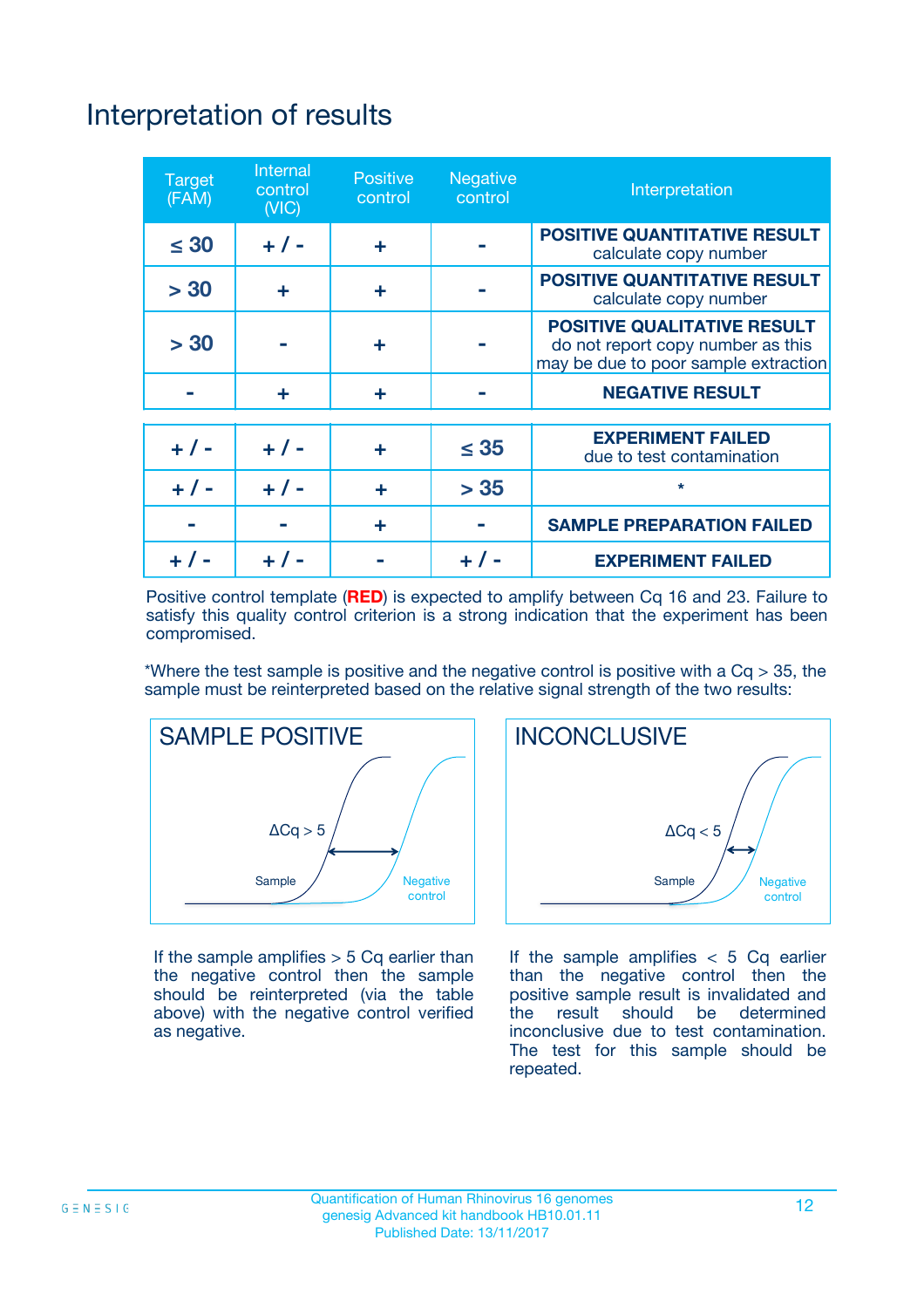# Interpretation of results

| Target (FAM) | Internal control (VIC) | Positive control | Negative control | Interpretation |
|---|---|---|---|---|
| ≤ 30 | + / - | + | - | **POSITIVE QUANTITATIVE RESULT** calculate copy number |
| > 30 | + | + | - | **POSITIVE QUANTITATIVE RESULT** calculate copy number |
| > 30 | - | + | - | **POSITIVE QUALITATIVE RESULT** do not report copy number as this may be due to poor sample extraction |
| - | + | + | - | **NEGATIVE RESULT** |
| + / - | + / - | + | ≤ 35 | **EXPERIMENT FAILED** due to test contamination |
| + / - | + / - | + | > 35 | * |
| - | - | + | - | **SAMPLE PREPARATION FAILED** |
| + / - | + / - | - | + / - | **EXPERIMENT FAILED** |

Positive control template (**RED**) is expected to amplify between Cq 16 and 23. Failure to satisfy this quality control criterion is a strong indication that the experiment has been compromised.

*Where the test sample is positive and the negative control is positive with a Cq > 35, the sample must be reinterpreted based on the relative signal strength of the two results:

**SAMPLE POSITIVE**

ΔCq > 5

Sample

Negative control

If the sample amplifies > 5 Cq earlier than the negative control then the sample should be reinterpreted (via the table above) with the negative control verified as negative.

**INCONCLUSIVE**

ΔCq < 5

Sample

Negative control

If the sample amplifies < 5 Cq earlier than the negative control then the positive sample result is invalidated and the result should be determined inconclusive due to test contamination. The test for this sample should be repeated.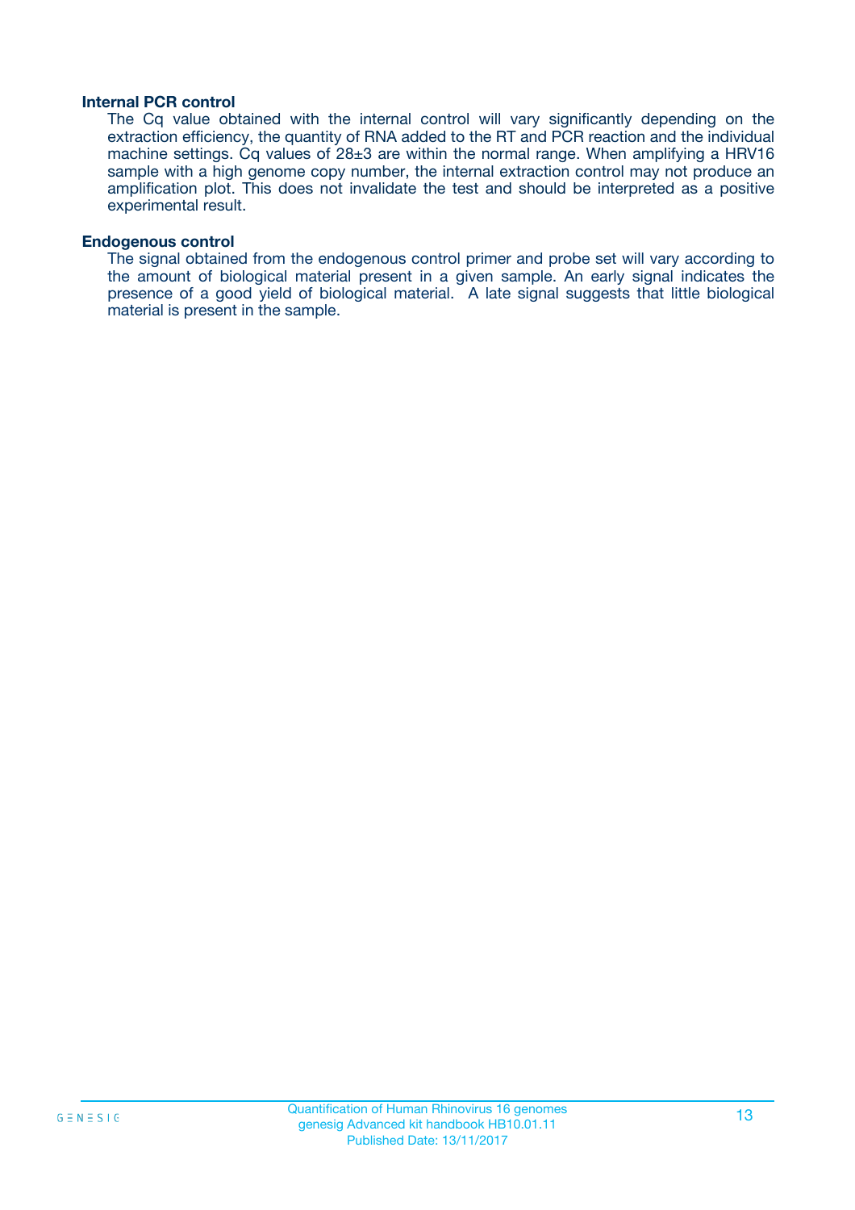### Internal PCR control

The Cq value obtained with the internal control will vary significantly depending on the extraction efficiency, the quantity of RNA added to the RT and PCR reaction and the individual machine settings. Cq values of 28±3 are within the normal range. When amplifying a HRV16 sample with a high genome copy number, the internal extraction control may not produce an amplification plot. This does not invalidate the test and should be interpreted as a positive experimental result.

### Endogenous control

The signal obtained from the endogenous control primer and probe set will vary according to the amount of biological material present in a given sample. An early signal indicates the presence of a good yield of biological material. A late signal suggests that little biological material is present in the sample.